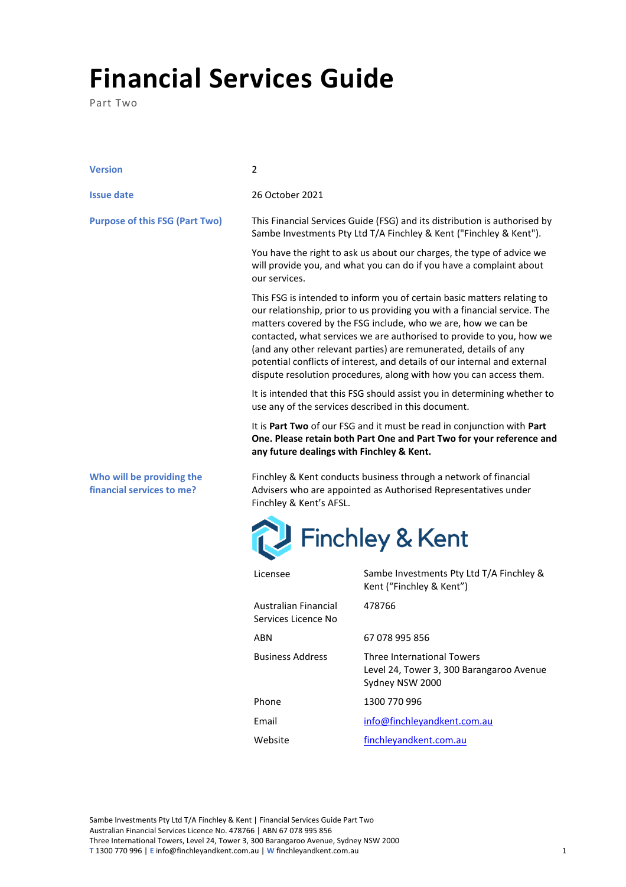# Financial Services Guide

Part Two

| | |
|---|---|
| **Version** | 2 |
| **Issue date** | 26 October 2021 |
| **Purpose of this FSG (Part Two)** | This Financial Services Guide (FSG) and its distribution is authorised by Sambe Investments Pty Ltd T/A Finchley & Kent ("Finchley & Kent").<br><br>You have the right to ask us about our charges, the type of advice we will provide you, and what you can do if you have a complaint about our services.<br><br>This FSG is intended to inform you of certain basic matters relating to our relationship, prior to us providing you with a financial service. The matters covered by the FSG include, who we are, how we can be contacted, what services we are authorised to provide to you, how we (and any other relevant parties) are remunerated, details of any potential conflicts of interest, and details of our internal and external dispute resolution procedures, along with how you can access them.<br><br>It is intended that this FSG should assist you in determining whether to use any of the services described in this document.<br><br>It is **Part Two** of our FSG and it must be read in conjunction with **Part One. Please retain both Part One and Part Two for your reference and any future dealings with Finchley & Kent.** |
| **Who will be providing the financial services to me?** | Finchley & Kent conducts business through a network of financial Advisers who are appointed as Authorised Representatives under Finchley & Kent's AFSL. |

Finchley & Kent

| | |
|---|---|
| Licensee | Sambe Investments Pty Ltd T/A Finchley & Kent ("Finchley & Kent") |
| Australian Financial Services Licence No | 478766 |
| ABN | 67 078 995 856 |
| Business Address | Three International Towers<br>Level 24, Tower 3, 300 Barangaroo Avenue<br>Sydney NSW 2000 |
| Phone | 1300 770 996 |
| Email | info@finchleyandkent.com.au |
| Website | finchleyandkent.com.au |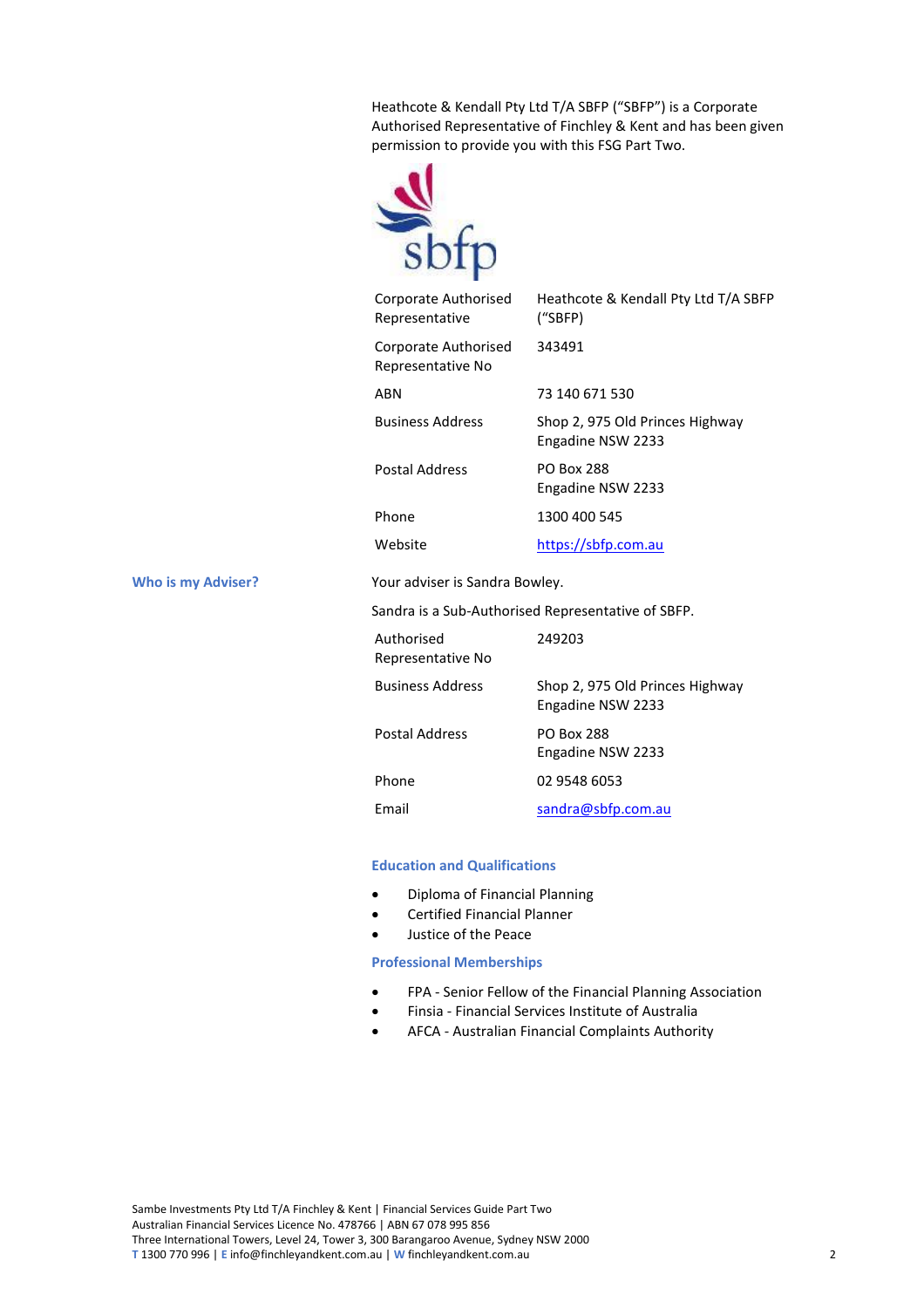Heathcote & Kendall Pty Ltd T/A SBFP ("SBFP") is a Corporate Authorised Representative of Finchley & Kent and has been given permission to provide you with this FSG Part Two.

| | |
|---|---|
| Corporate Authorised Representative | Heathcote & Kendall Pty Ltd T/A SBFP ("SBFP) |
| Corporate Authorised Representative No | 343491 |
| ABN | 73 140 671 530 |
| Business Address | Shop 2, 975 Old Princes Highway Engadine NSW 2233 |
| Postal Address | PO Box 288 Engadine NSW 2233 |
| Phone | 1300 400 545 |
| Website | https://sbfp.com.au |

## Who is my Adviser?

Your adviser is Sandra Bowley.

Sandra is a Sub-Authorised Representative of SBFP.

| | |
|---|---|
| Authorised Representative No | 249203 |
| Business Address | Shop 2, 975 Old Princes Highway Engadine NSW 2233 |
| Postal Address | PO Box 288 Engadine NSW 2233 |
| Phone | 02 9548 6053 |
| Email | sandra@sbfp.com.au |

### Education and Qualifications

- Diploma of Financial Planning
- Certified Financial Planner
- Justice of the Peace

### Professional Memberships

- FPA - Senior Fellow of the Financial Planning Association
- Finsia - Financial Services Institute of Australia
- AFCA - Australian Financial Complaints Authority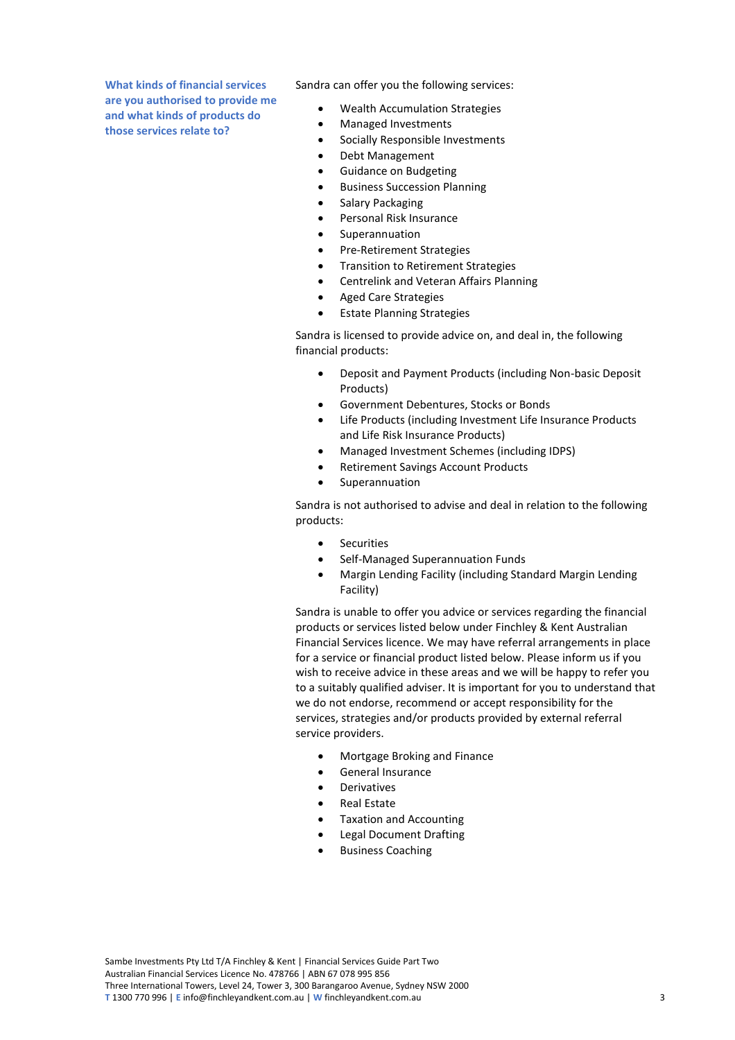### What kinds of financial services are you authorised to provide me and what kinds of products do those services relate to?

Sandra can offer you the following services:

- Wealth Accumulation Strategies
- Managed Investments
- Socially Responsible Investments
- Debt Management
- Guidance on Budgeting
- Business Succession Planning
- Salary Packaging
- Personal Risk Insurance
- Superannuation
- Pre-Retirement Strategies
- Transition to Retirement Strategies
- Centrelink and Veteran Affairs Planning
- Aged Care Strategies
- Estate Planning Strategies

Sandra is licensed to provide advice on, and deal in, the following financial products:

- Deposit and Payment Products (including Non-basic Deposit Products)
- Government Debentures, Stocks or Bonds
- Life Products (including Investment Life Insurance Products and Life Risk Insurance Products)
- Managed Investment Schemes (including IDPS)
- Retirement Savings Account Products
- Superannuation

Sandra is not authorised to advise and deal in relation to the following products:

- Securities
- Self-Managed Superannuation Funds
- Margin Lending Facility (including Standard Margin Lending Facility)

Sandra is unable to offer you advice or services regarding the financial products or services listed below under Finchley & Kent Australian Financial Services licence. We may have referral arrangements in place for a service or financial product listed below. Please inform us if you wish to receive advice in these areas and we will be happy to refer you to a suitably qualified adviser. It is important for you to understand that we do not endorse, recommend or accept responsibility for the services, strategies and/or products provided by external referral service providers.

- Mortgage Broking and Finance
- General Insurance
- Derivatives
- Real Estate
- Taxation and Accounting
- Legal Document Drafting
- Business Coaching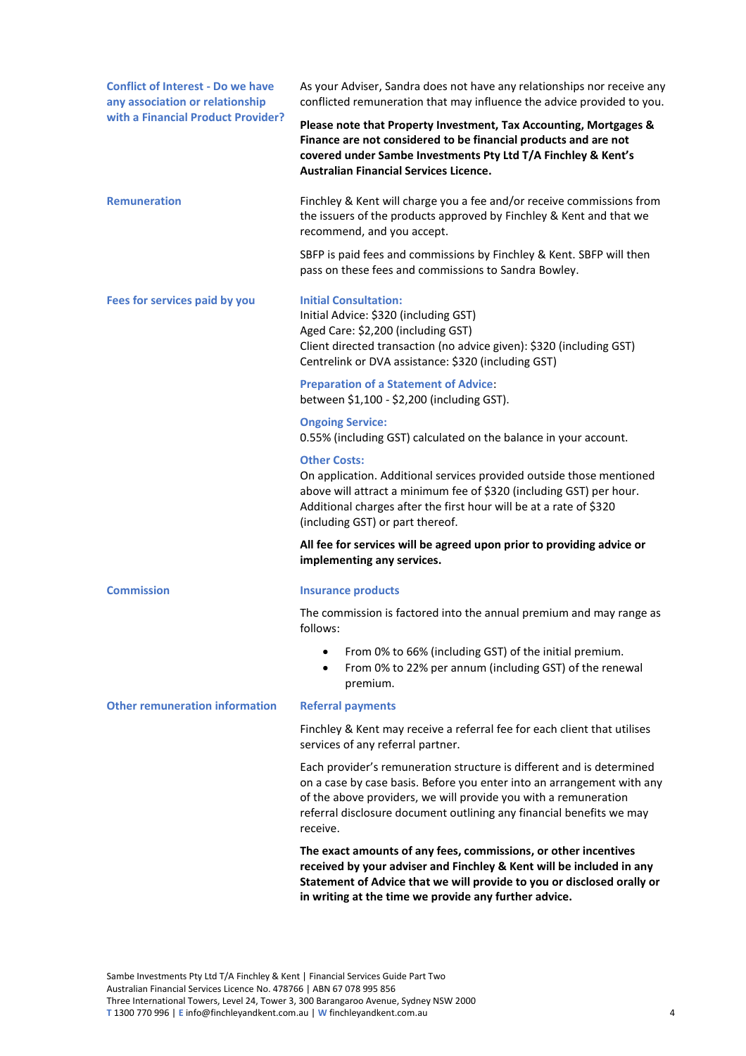### Conflict of Interest - Do we have any association or relationship with a Financial Product Provider?

As your Adviser, Sandra does not have any relationships nor receive any conflicted remuneration that may influence the advice provided to you.

**Please note that Property Investment, Tax Accounting, Mortgages & Finance are not considered to be financial products and are not covered under Sambe Investments Pty Ltd T/A Finchley & Kent's Australian Financial Services Licence.**

### Remuneration

Finchley & Kent will charge you a fee and/or receive commissions from the issuers of the products approved by Finchley & Kent and that we recommend, and you accept.

SBFP is paid fees and commissions by Finchley & Kent. SBFP will then pass on these fees and commissions to Sandra Bowley.

### Fees for services paid by you

**Initial Consultation:**
Initial Advice: $320 (including GST)
Aged Care: $2,200 (including GST)
Client directed transaction (no advice given): $320 (including GST)
Centrelink or DVA assistance: $320 (including GST)

**Preparation of a Statement of Advice**:
between $1,100 - $2,200 (including GST).

**Ongoing Service:**
0.55% (including GST) calculated on the balance in your account.

**Other Costs:**
On application. Additional services provided outside those mentioned above will attract a minimum fee of $320 (including GST) per hour. Additional charges after the first hour will be at a rate of $320 (including GST) or part thereof.

**All fee for services will be agreed upon prior to providing advice or implementing any services.**

### Commission

**Insurance products**

The commission is factored into the annual premium and may range as follows:

- From 0% to 66% (including GST) of the initial premium.
- From 0% to 22% per annum (including GST) of the renewal premium.

### Other remuneration information

**Referral payments**

Finchley & Kent may receive a referral fee for each client that utilises services of any referral partner.

Each provider's remuneration structure is different and is determined on a case by case basis. Before you enter into an arrangement with any of the above providers, we will provide you with a remuneration referral disclosure document outlining any financial benefits we may receive.

**The exact amounts of any fees, commissions, or other incentives received by your adviser and Finchley & Kent will be included in any Statement of Advice that we will provide to you or disclosed orally or in writing at the time we provide any further advice.**